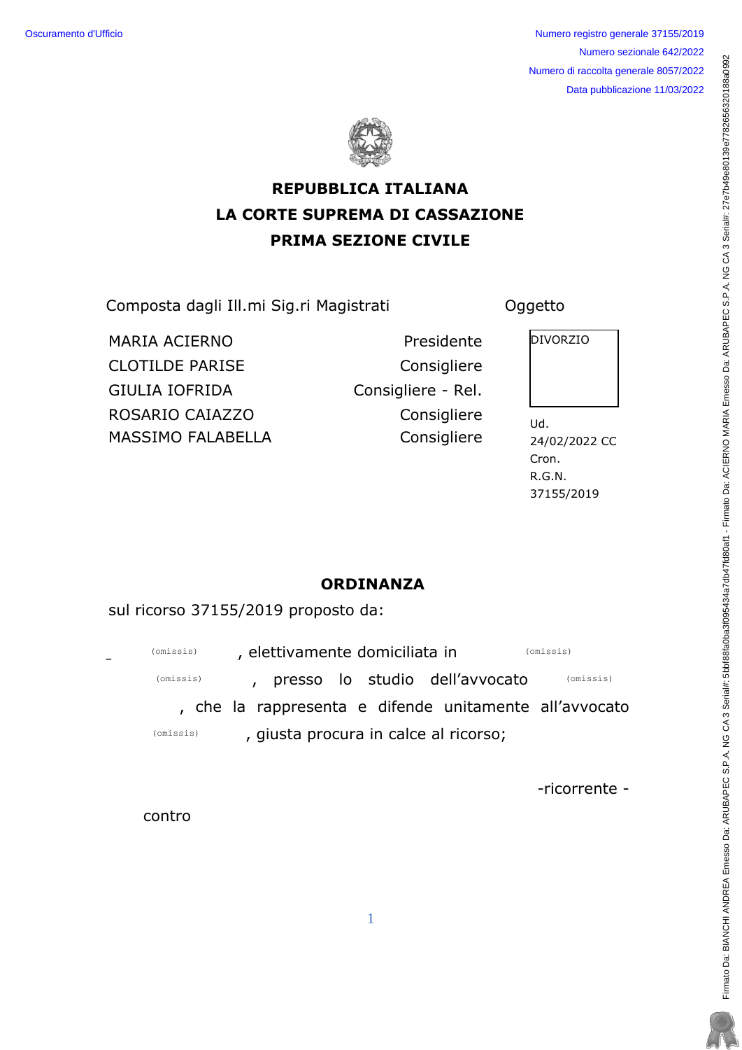Oscuramento d'Ufficio

Numero registro generale 37155/2019
Numero sezionale 642/2022
Numero di raccolta generale 8057/2022
Data pubblicazione 11/03/2022

**REPUBBLICA ITALIANA**
**LA CORTE SUPREMA DI CASSAZIONE**
**PRIMA SEZIONE CIVILE**

Composta dagli Ill.mi Sig.ri Magistrati

| | |
|---|---|
| MARIA ACIERNO | Presidente |
| CLOTILDE PARISE | Consigliere |
| GIULIA IOFRIDA | Consigliere - Rel. |
| ROSARIO CAIAZZO | Consigliere |
| MASSIMO FALABELLA | Consigliere |

Oggetto

DIVORZIO

Ud. 24/02/2022 CC
Cron.
R.G.N. 37155/2019

## ORDINANZA

sul ricorso 37155/2019 proposto da:

(omissis), elettivamente domiciliata in (omissis) (omissis), presso lo studio dell'avvocato (omissis), che la rappresenta e difende unitamente all'avvocato (omissis), giusta procura in calce al ricorso;

-ricorrente -

contro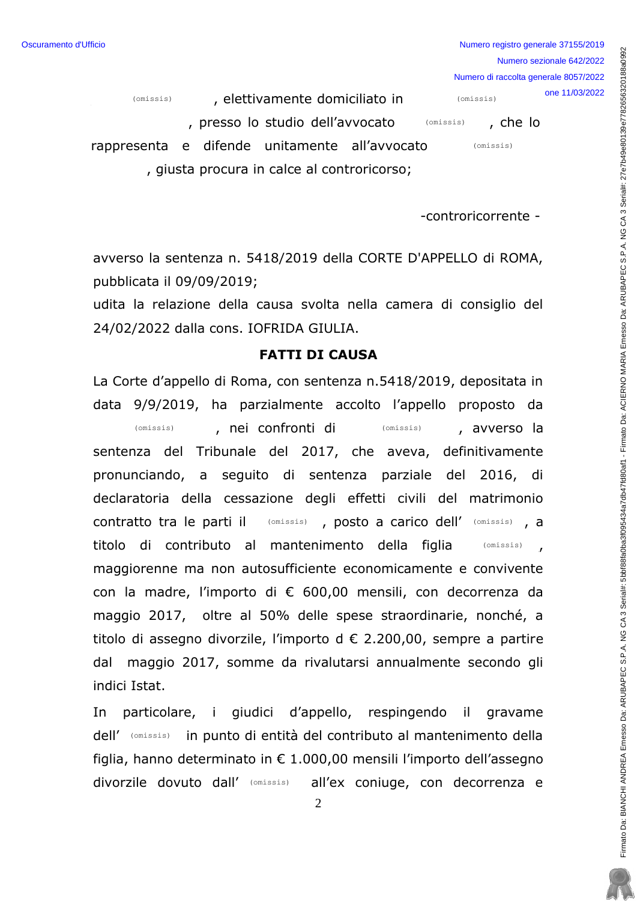(omissis) , elettivamente domiciliato in (omissis) , presso lo studio dell'avvocato (omissis) , che lo rappresenta e difende unitamente all'avvocato (omissis) , giusta procura in calce al controricorso;

-controricorrente -

avverso la sentenza n. 5418/2019 della CORTE D'APPELLO di ROMA, pubblicata il 09/09/2019;

udita la relazione della causa svolta nella camera di consiglio del 24/02/2022 dalla cons. IOFRIDA GIULIA.

## FATTI DI CAUSA

La Corte d'appello di Roma, con sentenza n.5418/2019, depositata in data 9/9/2019, ha parzialmente accolto l'appello proposto da (omissis) , nei confronti di (omissis) , avverso la sentenza del Tribunale del 2017, che aveva, definitivamente pronunciando, a seguito di sentenza parziale del 2016, di declaratoria della cessazione degli effetti civili del matrimonio contratto tra le parti il (omissis) , posto a carico dell' (omissis) , a titolo di contributo al mantenimento della figlia (omissis) , maggiorenne ma non autosufficiente economicamente e convivente con la madre, l'importo di € 600,00 mensili, con decorrenza da maggio 2017, oltre al 50% delle spese straordinarie, nonché, a titolo di assegno divorzile, l'importo d € 2.200,00, sempre a partire dal maggio 2017, somme da rivalutarsi annualmente secondo gli indici Istat.

In particolare, i giudici d'appello, respingendo il gravame dell' (omissis) in punto di entità del contributo al mantenimento della figlia, hanno determinato in € 1.000,00 mensili l'importo dell'assegno divorzile dovuto dall' (omissis) all'ex coniuge, con decorrenza e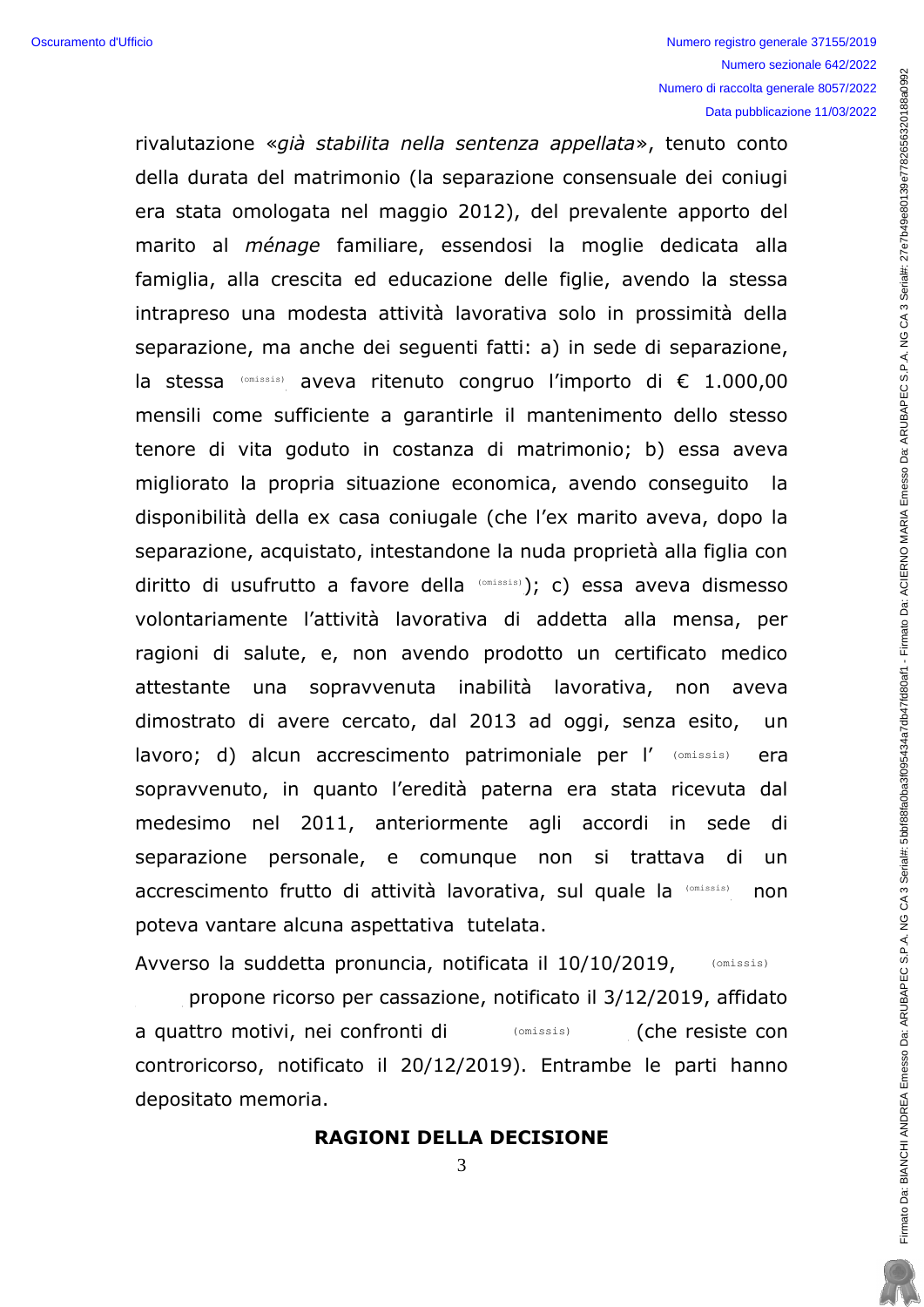rivalutazione «*già stabilita nella sentenza appellata*», tenuto conto della durata del matrimonio (la separazione consensuale dei coniugi era stata omologata nel maggio 2012), del prevalente apporto del marito al *ménage* familiare, essendosi la moglie dedicata alla famiglia, alla crescita ed educazione delle figlie, avendo la stessa intrapreso una modesta attività lavorativa solo in prossimità della separazione, ma anche dei seguenti fatti: a) in sede di separazione, la stessa (omissis) aveva ritenuto congruo l'importo di € 1.000,00 mensili come sufficiente a garantirle il mantenimento dello stesso tenore di vita goduto in costanza di matrimonio; b) essa aveva migliorato la propria situazione economica, avendo conseguito la disponibilità della ex casa coniugale (che l'ex marito aveva, dopo la separazione, acquistato, intestandone la nuda proprietà alla figlia con diritto di usufrutto a favore della (omissis)); c) essa aveva dismesso volontariamente l'attività lavorativa di addetta alla mensa, per ragioni di salute, e, non avendo prodotto un certificato medico attestante una sopravvenuta inabilità lavorativa, non aveva dimostrato di avere cercato, dal 2013 ad oggi, senza esito, un lavoro; d) alcun accrescimento patrimoniale per l' (omissis) era sopravvenuto, in quanto l'eredità paterna era stata ricevuta dal medesimo nel 2011, anteriormente agli accordi in sede di separazione personale, e comunque non si trattava di un accrescimento frutto di attività lavorativa, sul quale la (omissis) non poteva vantare alcuna aspettativa tutelata.

Avverso la suddetta pronuncia, notificata il 10/10/2019, (omissis) propone ricorso per cassazione, notificato il 3/12/2019, affidato a quattro motivi, nei confronti di (omissis) (che resiste con controricorso, notificato il 20/12/2019). Entrambe le parti hanno depositato memoria.

## RAGIONI DELLA DECISIONE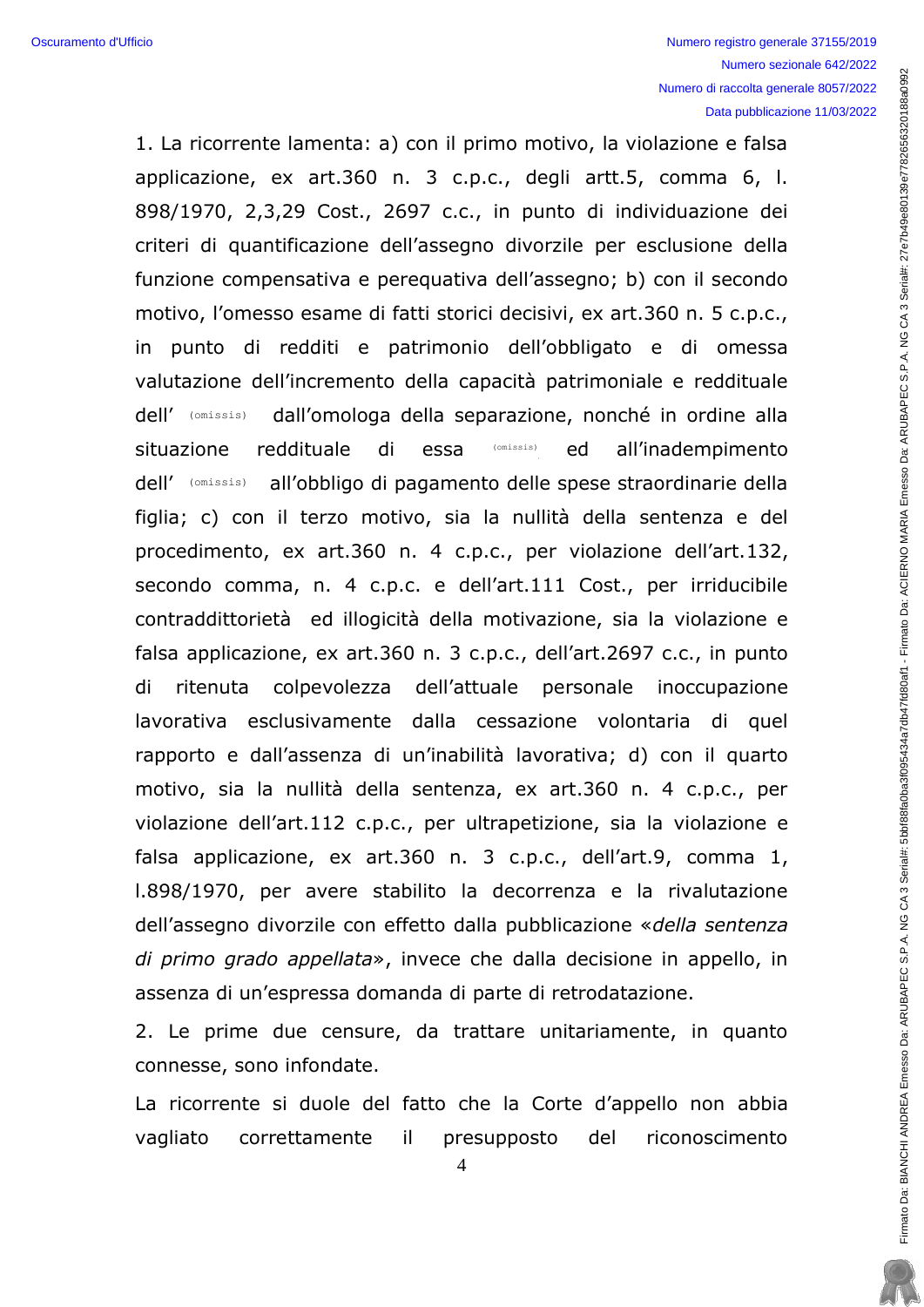1. La ricorrente lamenta: a) con il primo motivo, la violazione e falsa applicazione, ex art.360 n. 3 c.p.c., degli artt.5, comma 6, l. 898/1970, 2,3,29 Cost., 2697 c.c., in punto di individuazione dei criteri di quantificazione dell'assegno divorzile per esclusione della funzione compensativa e perequativa dell'assegno; b) con il secondo motivo, l'omesso esame di fatti storici decisivi, ex art.360 n. 5 c.p.c., in punto di redditi e patrimonio dell'obbligato e di omessa valutazione dell'incremento della capacità patrimoniale e reddituale dell' (omissis) dall'omologa della separazione, nonché in ordine alla situazione reddituale di essa (omissis) ed all'inadempimento dell' (omissis) all'obbligo di pagamento delle spese straordinarie della figlia; c) con il terzo motivo, sia la nullità della sentenza e del procedimento, ex art.360 n. 4 c.p.c., per violazione dell'art.132, secondo comma, n. 4 c.p.c. e dell'art.111 Cost., per irriducibile contraddittorietà ed illogicità della motivazione, sia la violazione e falsa applicazione, ex art.360 n. 3 c.p.c., dell'art.2697 c.c., in punto di ritenuta colpevolezza dell'attuale personale inoccupazione lavorativa esclusivamente dalla cessazione volontaria di quel rapporto e dall'assenza di un'inabilità lavorativa; d) con il quarto motivo, sia la nullità della sentenza, ex art.360 n. 4 c.p.c., per violazione dell'art.112 c.p.c., per ultrapetizione, sia la violazione e falsa applicazione, ex art.360 n. 3 c.p.c., dell'art.9, comma 1, l.898/1970, per avere stabilito la decorrenza e la rivalutazione dell'assegno divorzile con effetto dalla pubblicazione «*della sentenza di primo grado appellata*», invece che dalla decisione in appello, in assenza di un'espressa domanda di parte di retrodatazione.

2. Le prime due censure, da trattare unitariamente, in quanto connesse, sono infondate.

La ricorrente si duole del fatto che la Corte d'appello non abbia vagliato correttamente il presupposto del riconoscimento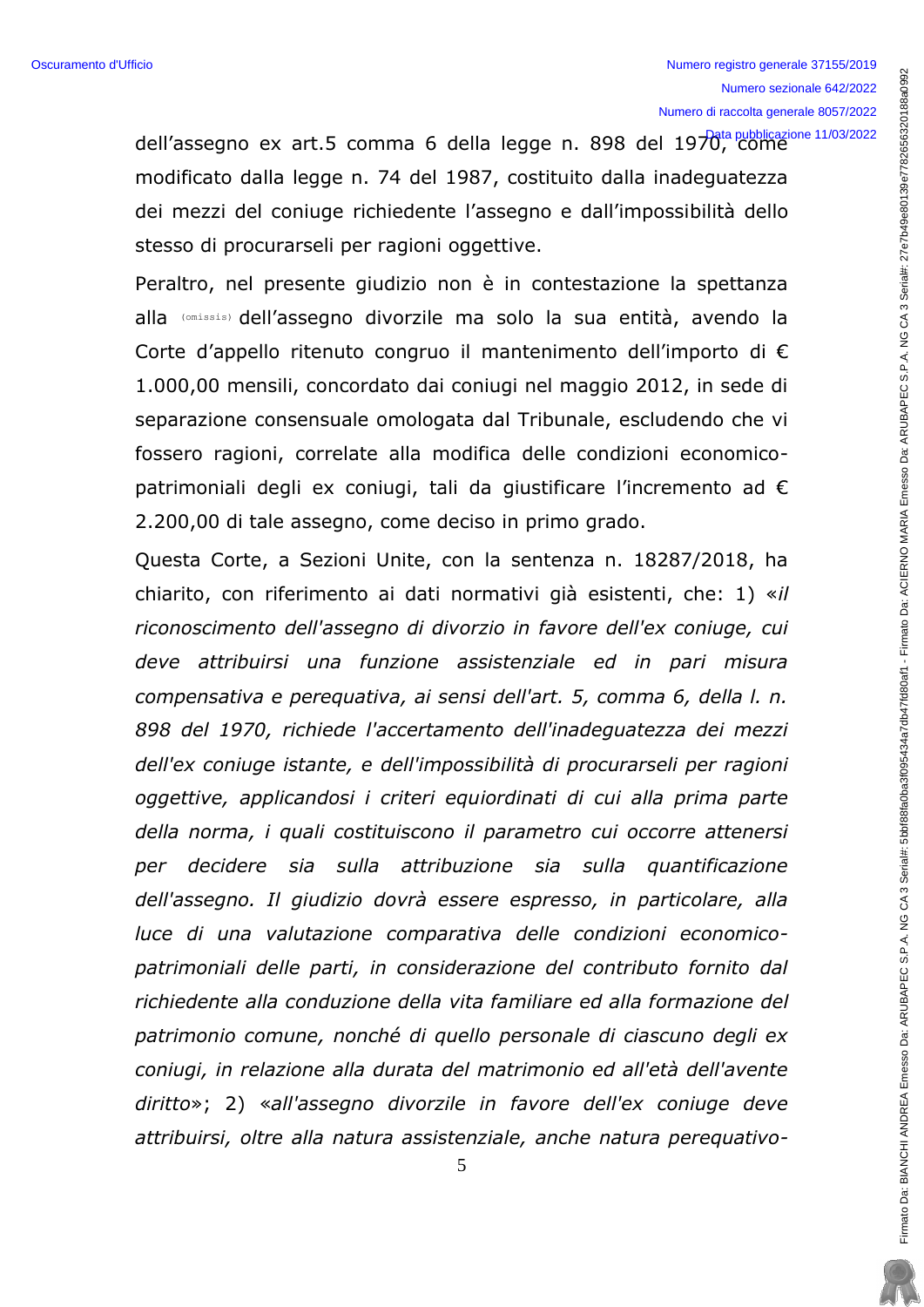dell'assegno ex art.5 comma 6 della legge n. 898 del 1970, come modificato dalla legge n. 74 del 1987, costituito dalla inadeguatezza dei mezzi del coniuge richiedente l'assegno e dall'impossibilità dello stesso di procurarseli per ragioni oggettive.

Peraltro, nel presente giudizio non è in contestazione la spettanza alla (omissis) dell'assegno divorzile ma solo la sua entità, avendo la Corte d'appello ritenuto congruo il mantenimento dell'importo di € 1.000,00 mensili, concordato dai coniugi nel maggio 2012, in sede di separazione consensuale omologata dal Tribunale, escludendo che vi fossero ragioni, correlate alla modifica delle condizioni economico-patrimoniali degli ex coniugi, tali da giustificare l'incremento ad € 2.200,00 di tale assegno, come deciso in primo grado.

Questa Corte, a Sezioni Unite, con la sentenza n. 18287/2018, ha chiarito, con riferimento ai dati normativi già esistenti, che: 1) «*il riconoscimento dell'assegno di divorzio in favore dell'ex coniuge, cui deve attribuirsi una funzione assistenziale ed in pari misura compensativa e perequativa, ai sensi dell'art. 5, comma 6, della l. n. 898 del 1970, richiede l'accertamento dell'inadeguatezza dei mezzi dell'ex coniuge istante, e dell'impossibilità di procurarseli per ragioni oggettive, applicandosi i criteri equiordinati di cui alla prima parte della norma, i quali costituiscono il parametro cui occorre attenersi per decidere sia sulla attribuzione sia sulla quantificazione dell'assegno. Il giudizio dovrà essere espresso, in particolare, alla luce di una valutazione comparativa delle condizioni economico-patrimoniali delle parti, in considerazione del contributo fornito dal richiedente alla conduzione della vita familiare ed alla formazione del patrimonio comune, nonché di quello personale di ciascuno degli ex coniugi, in relazione alla durata del matrimonio ed all'età dell'avente diritto*»; 2) «*all'assegno divorzile in favore dell'ex coniuge deve attribuirsi, oltre alla natura assistenziale, anche natura perequativo-*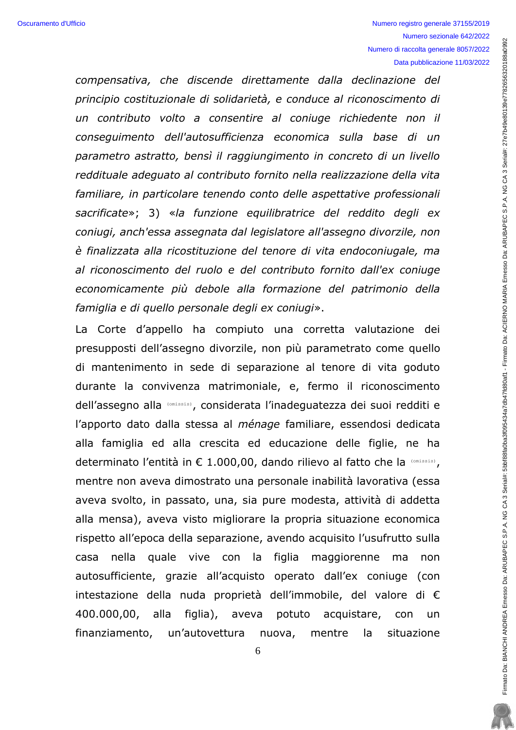*compensativa, che discende direttamente dalla declinazione del principio costituzionale di solidarietà, e conduce al riconoscimento di un contributo volto a consentire al coniuge richiedente non il conseguimento dell'autosufficienza economica sulla base di un parametro astratto, bensì il raggiungimento in concreto di un livello reddituale adeguato al contributo fornito nella realizzazione della vita familiare, in particolare tenendo conto delle aspettative professionali sacrificate*»; 3) «*la funzione equilibratrice del reddito degli ex coniugi, anch'essa assegnata dal legislatore all'assegno divorzile, non è finalizzata alla ricostituzione del tenore di vita endoconiugale, ma al riconoscimento del ruolo e del contributo fornito dall'ex coniuge economicamente più debole alla formazione del patrimonio della famiglia e di quello personale degli ex coniugi*».

La Corte d'appello ha compiuto una corretta valutazione dei presupposti dell'assegno divorzile, non più parametrato come quello di mantenimento in sede di separazione al tenore di vita goduto durante la convivenza matrimoniale, e, fermo il riconoscimento dell'assegno alla (omissis), considerata l'inadeguatezza dei suoi redditi e l'apporto dato dalla stessa al *ménage* familiare, essendosi dedicata alla famiglia ed alla crescita ed educazione delle figlie, ne ha determinato l'entità in € 1.000,00, dando rilievo al fatto che la (omissis), mentre non aveva dimostrato una personale inabilità lavorativa (essa aveva svolto, in passato, una, sia pure modesta, attività di addetta alla mensa), aveva visto migliorare la propria situazione economica rispetto all'epoca della separazione, avendo acquisito l'usufrutto sulla casa nella quale vive con la figlia maggiorenne ma non autosufficiente, grazie all'acquisto operato dall'ex coniuge (con intestazione della nuda proprietà dell'immobile, del valore di € 400.000,00, alla figlia), aveva potuto acquistare, con un finanziamento, un'autovettura nuova, mentre la situazione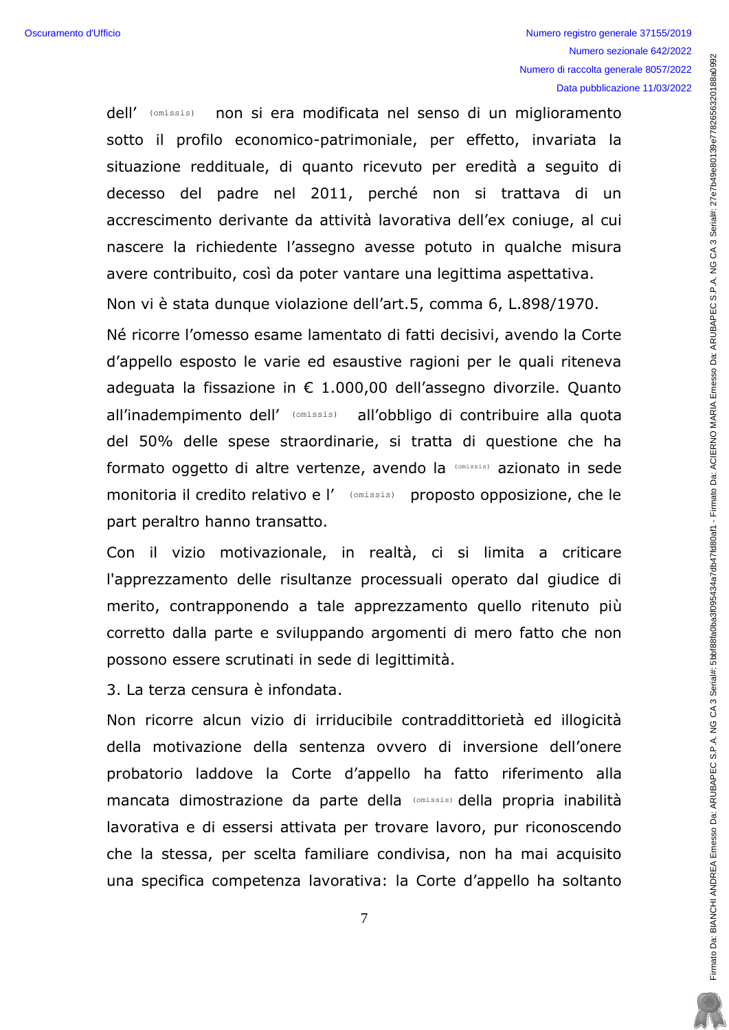dell' (omissis) non si era modificata nel senso di un miglioramento sotto il profilo economico-patrimoniale, per effetto, invariata la situazione reddituale, di quanto ricevuto per eredità a seguito di decesso del padre nel 2011, perché non si trattava di un accrescimento derivante da attività lavorativa dell'ex coniuge, al cui nascere la richiedente l'assegno avesse potuto in qualche misura avere contribuito, così da poter vantare una legittima aspettativa.

Non vi è stata dunque violazione dell'art.5, comma 6, L.898/1970.

Né ricorre l'omesso esame lamentato di fatti decisivi, avendo la Corte d'appello esposto le varie ed esaustive ragioni per le quali riteneva adeguata la fissazione in € 1.000,00 dell'assegno divorzile. Quanto all'inadempimento dell' (omissis) all'obbligo di contribuire alla quota del 50% delle spese straordinarie, si tratta di questione che ha formato oggetto di altre vertenze, avendo la (omissis) azionato in sede monitoria il credito relativo e l' (omissis) proposto opposizione, che le part peraltro hanno transatto.

Con il vizio motivazionale, in realtà, ci si limita a criticare l'apprezzamento delle risultanze processuali operato dal giudice di merito, contrapponendo a tale apprezzamento quello ritenuto più corretto dalla parte e sviluppando argomenti di mero fatto che non possono essere scrutinati in sede di legittimità.

3. La terza censura è infondata.

Non ricorre alcun vizio di irriducibile contraddittorietà ed illogicità della motivazione della sentenza ovvero di inversione dell'onere probatorio laddove la Corte d'appello ha fatto riferimento alla mancata dimostrazione da parte della (omissis) della propria inabilità lavorativa e di essersi attivata per trovare lavoro, pur riconoscendo che la stessa, per scelta familiare condivisa, non ha mai acquisito una specifica competenza lavorativa: la Corte d'appello ha soltanto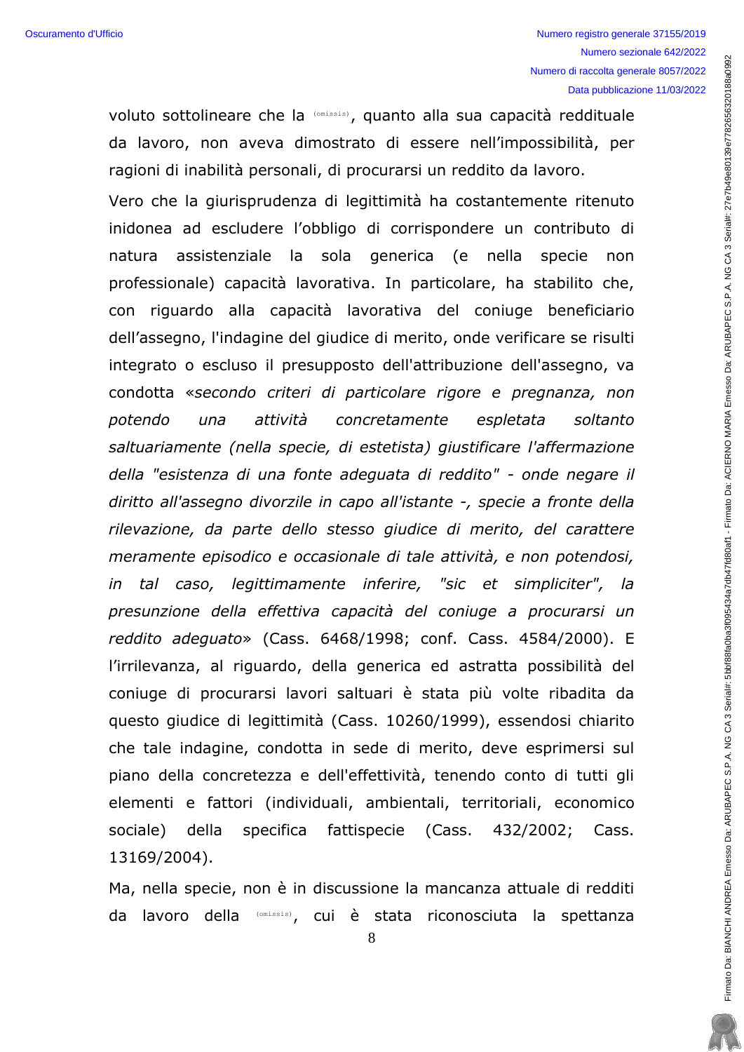voluto sottolineare che la (omissis), quanto alla sua capacità reddituale da lavoro, non aveva dimostrato di essere nell'impossibilità, per ragioni di inabilità personali, di procurarsi un reddito da lavoro.

Vero che la giurisprudenza di legittimità ha costantemente ritenuto inidonea ad escludere l'obbligo di corrispondere un contributo di natura assistenziale la sola generica (e nella specie non professionale) capacità lavorativa. In particolare, ha stabilito che, con riguardo alla capacità lavorativa del coniuge beneficiario dell'assegno, l'indagine del giudice di merito, onde verificare se risulti integrato o escluso il presupposto dell'attribuzione dell'assegno, va condotta «*secondo criteri di particolare rigore e pregnanza, non potendo una attività concretamente espletata soltanto saltuariamente (nella specie, di estetista) giustificare l'affermazione della "esistenza di una fonte adeguata di reddito" - onde negare il diritto all'assegno divorzile in capo all'istante -, specie a fronte della rilevazione, da parte dello stesso giudice di merito, del carattere meramente episodico e occasionale di tale attività, e non potendosi, in tal caso, legittimamente inferire, "sic et simpliciter", la presunzione della effettiva capacità del coniuge a procurarsi un reddito adeguato*» (Cass. 6468/1998; conf. Cass. 4584/2000). E l'irrilevanza, al riguardo, della generica ed astratta possibilità del coniuge di procurarsi lavori saltuari è stata più volte ribadita da questo giudice di legittimità (Cass. 10260/1999), essendosi chiarito che tale indagine, condotta in sede di merito, deve esprimersi sul piano della concretezza e dell'effettività, tenendo conto di tutti gli elementi e fattori (individuali, ambientali, territoriali, economico sociale) della specifica fattispecie (Cass. 432/2002; Cass. 13169/2004).

Ma, nella specie, non è in discussione la mancanza attuale di redditi da lavoro della (omissis), cui è stata riconosciuta la spettanza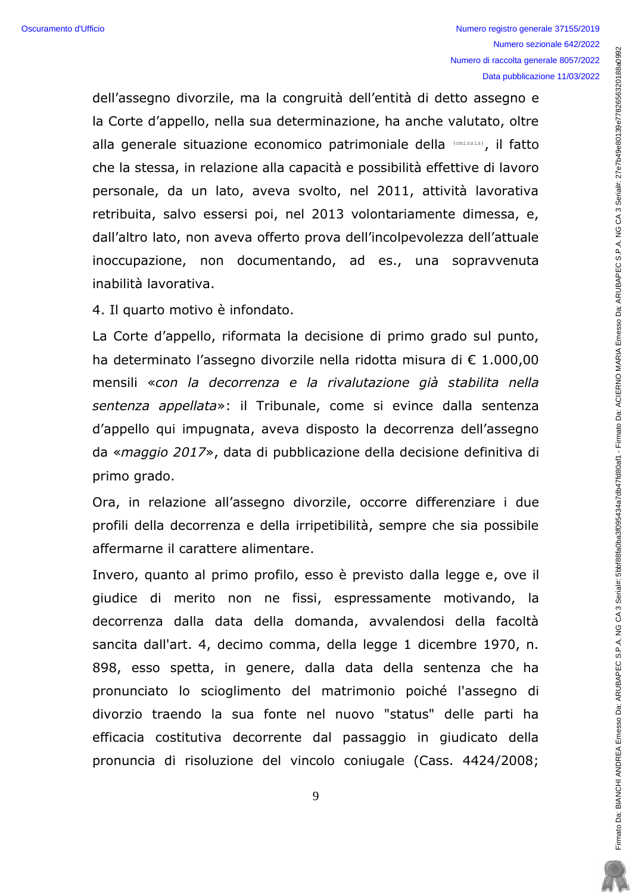dell'assegno divorzile, ma la congruità dell'entità di detto assegno e la Corte d'appello, nella sua determinazione, ha anche valutato, oltre alla generale situazione economico patrimoniale della (omissis), il fatto che la stessa, in relazione alla capacità e possibilità effettive di lavoro personale, da un lato, aveva svolto, nel 2011, attività lavorativa retribuita, salvo essersi poi, nel 2013 volontariamente dimessa, e, dall'altro lato, non aveva offerto prova dell'incolpevolezza dell'attuale inoccupazione, non documentando, ad es., una sopravvenuta inabilità lavorativa.

4. Il quarto motivo è infondato.

La Corte d'appello, riformata la decisione di primo grado sul punto, ha determinato l'assegno divorzile nella ridotta misura di € 1.000,00 mensili «*con la decorrenza e la rivalutazione già stabilita nella sentenza appellata*»: il Tribunale, come si evince dalla sentenza d'appello qui impugnata, aveva disposto la decorrenza dell'assegno da «*maggio 2017*», data di pubblicazione della decisione definitiva di primo grado.

Ora, in relazione all'assegno divorzile, occorre differenziare i due profili della decorrenza e della irripetibilità, sempre che sia possibile affermarne il carattere alimentare.

Invero, quanto al primo profilo, esso è previsto dalla legge e, ove il giudice di merito non ne fissi, espressamente motivando, la decorrenza dalla data della domanda, avvalendosi della facoltà sancita dall'art. 4, decimo comma, della legge 1 dicembre 1970, n. 898, esso spetta, in genere, dalla data della sentenza che ha pronunciato lo scioglimento del matrimonio poiché l'assegno di divorzio traendo la sua fonte nel nuovo "status" delle parti ha efficacia costitutiva decorrente dal passaggio in giudicato della pronuncia di risoluzione del vincolo coniugale (Cass. 4424/2008;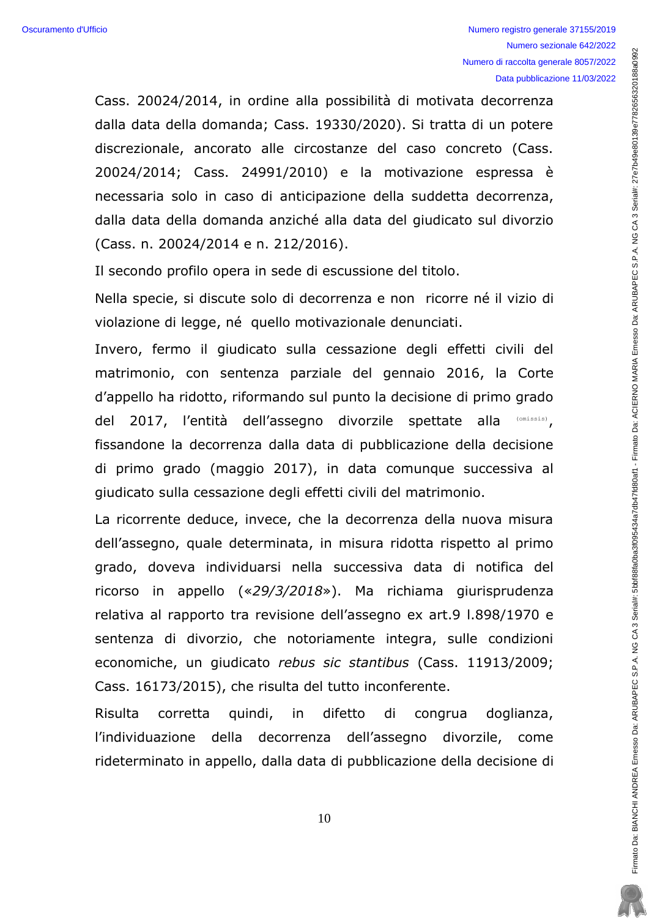Cass. 20024/2014, in ordine alla possibilità di motivata decorrenza dalla data della domanda; Cass. 19330/2020). Si tratta di un potere discrezionale, ancorato alle circostanze del caso concreto (Cass. 20024/2014; Cass. 24991/2010) e la motivazione espressa è necessaria solo in caso di anticipazione della suddetta decorrenza, dalla data della domanda anziché alla data del giudicato sul divorzio (Cass. n. 20024/2014 e n. 212/2016).

Il secondo profilo opera in sede di escussione del titolo.

Nella specie, si discute solo di decorrenza e non ricorre né il vizio di violazione di legge, né quello motivazionale denunciati.

Invero, fermo il giudicato sulla cessazione degli effetti civili del matrimonio, con sentenza parziale del gennaio 2016, la Corte d'appello ha ridotto, riformando sul punto la decisione di primo grado del 2017, l'entità dell'assegno divorzile spettate alla (omissis), fissandone la decorrenza dalla data di pubblicazione della decisione di primo grado (maggio 2017), in data comunque successiva al giudicato sulla cessazione degli effetti civili del matrimonio.

La ricorrente deduce, invece, che la decorrenza della nuova misura dell'assegno, quale determinata, in misura ridotta rispetto al primo grado, doveva individuarsi nella successiva data di notifica del ricorso in appello («*29/3/2018*»). Ma richiama giurisprudenza relativa al rapporto tra revisione dell'assegno ex art.9 l.898/1970 e sentenza di divorzio, che notoriamente integra, sulle condizioni economiche, un giudicato *rebus sic stantibus* (Cass. 11913/2009; Cass. 16173/2015), che risulta del tutto inconferente.

Risulta corretta quindi, in difetto di congrua doglianza, l'individuazione della decorrenza dell'assegno divorzile, come rideterminato in appello, dalla data di pubblicazione della decisione di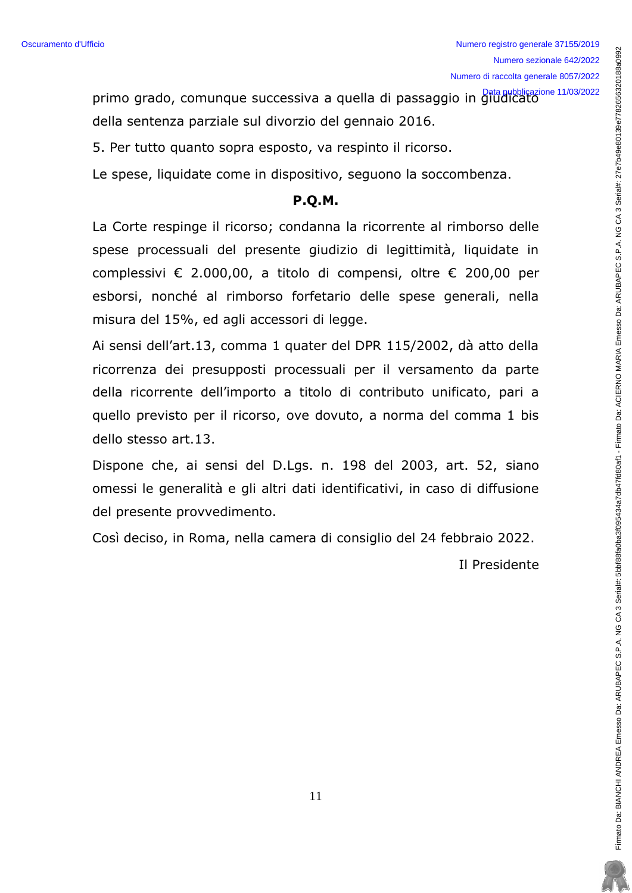primo grado, comunque successiva a quella di passaggio in giudicato della sentenza parziale sul divorzio del gennaio 2016.

5. Per tutto quanto sopra esposto, va respinto il ricorso.

Le spese, liquidate come in dispositivo, seguono la soccombenza.

**P.Q.M.**

La Corte respinge il ricorso; condanna la ricorrente al rimborso delle spese processuali del presente giudizio di legittimità, liquidate in complessivi € 2.000,00, a titolo di compensi, oltre € 200,00 per esborsi, nonché al rimborso forfetario delle spese generali, nella misura del 15%, ed agli accessori di legge.

Ai sensi dell'art.13, comma 1 quater del DPR 115/2002, dà atto della ricorrenza dei presupposti processuali per il versamento da parte della ricorrente dell'importo a titolo di contributo unificato, pari a quello previsto per il ricorso, ove dovuto, a norma del comma 1 bis dello stesso art.13.

Dispone che, ai sensi del D.Lgs. n. 198 del 2003, art. 52, siano omessi le generalità e gli altri dati identificativi, in caso di diffusione del presente provvedimento.

Così deciso, in Roma, nella camera di consiglio del 24 febbraio 2022.

Il Presidente